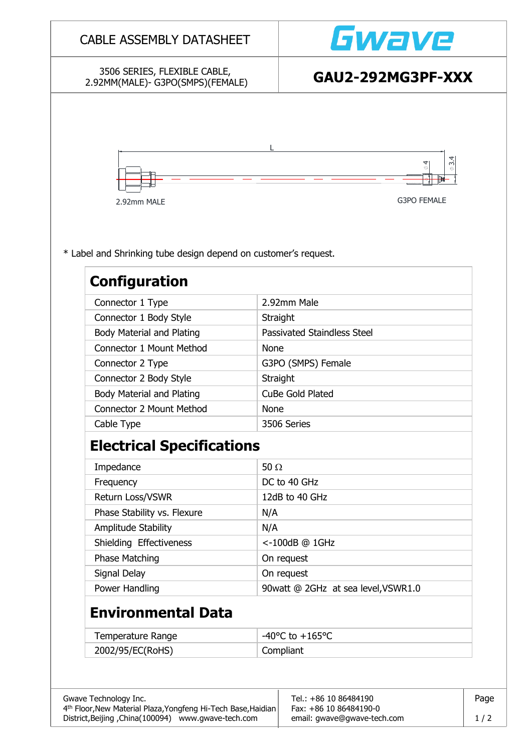# CABLE ASSEMBLY DATASHEET

Gwave

3506 SERIES, FLEXIBLE CABLE, 2.92MM(MALE)- G3PO(SMPS)(FEMALE)

## GAU2-292MG3PF-XXX

L

2.92mm MALE

G3PO FEMALE

* Label and Shrinking tube design depend on customer's request.

## Configuration

| | |
|---|---|
| Connector 1 Type | 2.92mm Male |
| Connector 1 Body Style | Straight |
| Body Material and Plating | Passivated Staindless Steel |
| Connector 1 Mount Method | None |
| Connector 2 Type | G3PO (SMPS) Female |
| Connector 2 Body Style | Straight |
| Body Material and Plating | CuBe Gold Plated |
| Connector 2 Mount Method | None |
| Cable Type | 3506 Series |

## Electrical Specifications

| | |
|---|---|
| Impedance | 50 Ω |
| Frequency | DC to 40 GHz |
| Return Loss/VSWR | 12dB to 40 GHz |
| Phase Stability vs. Flexure | N/A |
| Amplitude Stability | N/A |
| Shielding Effectiveness | <-100dB @ 1GHz |
| Phase Matching | On request |
| Signal Delay | On request |
| Power Handling | 90watt @ 2GHz at sea level,VSWR1.0 |

## Environmental Data

| | |
|---|---|
| Temperature Range | -40°C to +165°C |
| 2002/95/EC(RoHS) | Compliant |

Gwave Technology Inc.
4th Floor,New Material Plaza,Yongfeng Hi-Tech Base,Haidian District,Beijing ,China(100094) www.gwave-tech.com

Tel.: +86 10 86484190
Fax: +86 10 86484190-0
email: gwave@gwave-tech.com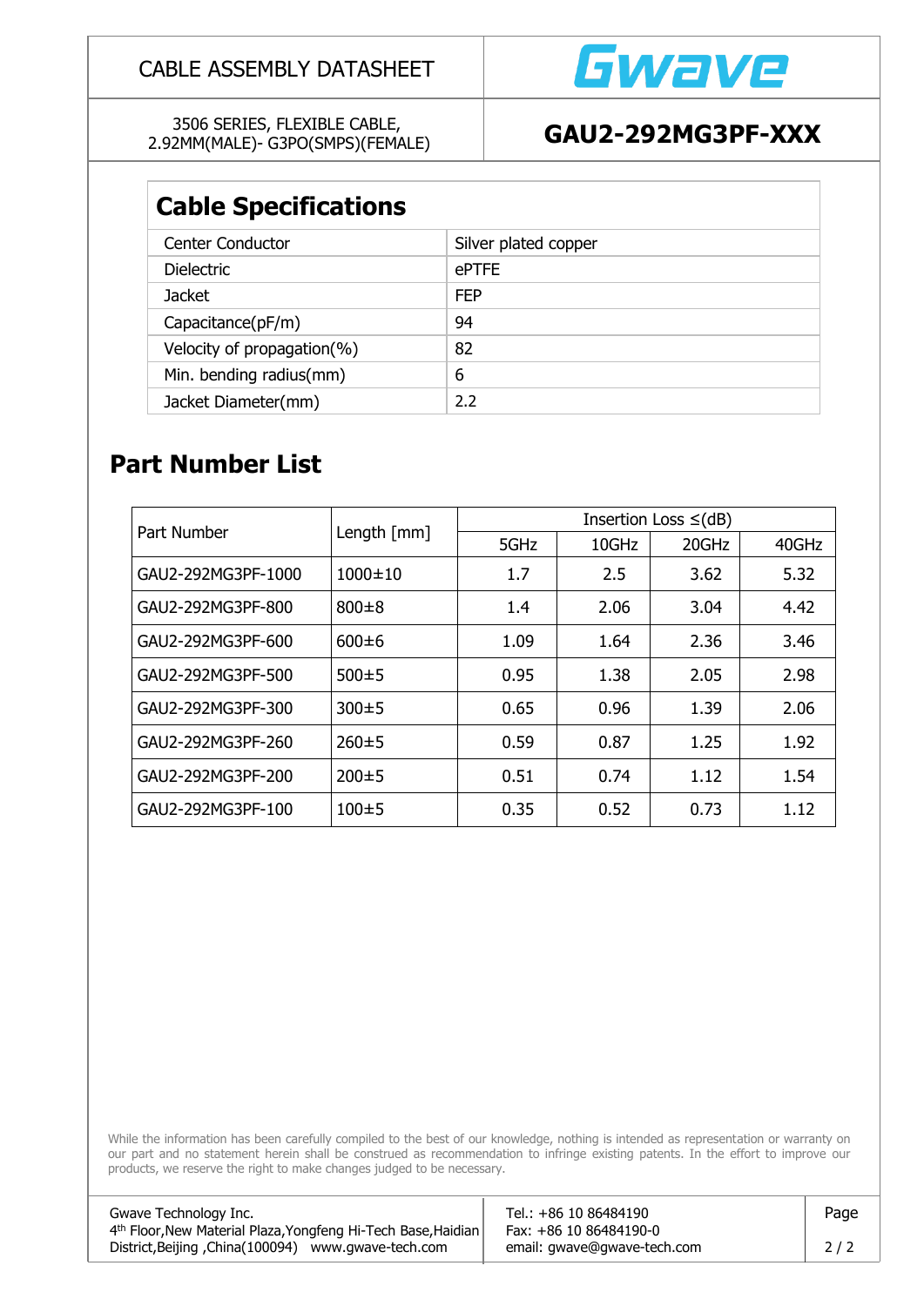CABLE ASSEMBLY DATASHEET

Gwave

3506 SERIES, FLEXIBLE CABLE, 2.92MM(MALE)- G3PO(SMPS)(FEMALE)

**GAU2-292MG3PF-XXX**

## Cable Specifications

| | |
|---|---|
| Center Conductor | Silver plated copper |
| Dielectric | ePTFE |
| Jacket | FEP |
| Capacitance(pF/m) | 94 |
| Velocity of propagation(%) | 82 |
| Min. bending radius(mm) | 6 |
| Jacket Diameter(mm) | 2.2 |

## Part Number List

| Part Number | Length [mm] | Insertion Loss ≤(dB) | | | |
|---|---|---|---|---|---|
| | | 5GHz | 10GHz | 20GHz | 40GHz |
| GAU2-292MG3PF-1000 | 1000±10 | 1.7 | 2.5 | 3.62 | 5.32 |
| GAU2-292MG3PF-800 | 800±8 | 1.4 | 2.06 | 3.04 | 4.42 |
| GAU2-292MG3PF-600 | 600±6 | 1.09 | 1.64 | 2.36 | 3.46 |
| GAU2-292MG3PF-500 | 500±5 | 0.95 | 1.38 | 2.05 | 2.98 |
| GAU2-292MG3PF-300 | 300±5 | 0.65 | 0.96 | 1.39 | 2.06 |
| GAU2-292MG3PF-260 | 260±5 | 0.59 | 0.87 | 1.25 | 1.92 |
| GAU2-292MG3PF-200 | 200±5 | 0.51 | 0.74 | 1.12 | 1.54 |
| GAU2-292MG3PF-100 | 100±5 | 0.35 | 0.52 | 0.73 | 1.12 |

While the information has been carefully compiled to the best of our knowledge, nothing is intended as representation or warranty on our part and no statement herein shall be construed as recommendation to infringe existing patents. In the effort to improve our products, we reserve the right to make changes judged to be necessary.

Gwave Technology Inc.
4th Floor,New Material Plaza,Yongfeng Hi-Tech Base,Haidian District,Beijing ,China(100094) www.gwave-tech.com

Tel.: +86 10 86484190
Fax: +86 10 86484190-0
email: gwave@gwave-tech.com